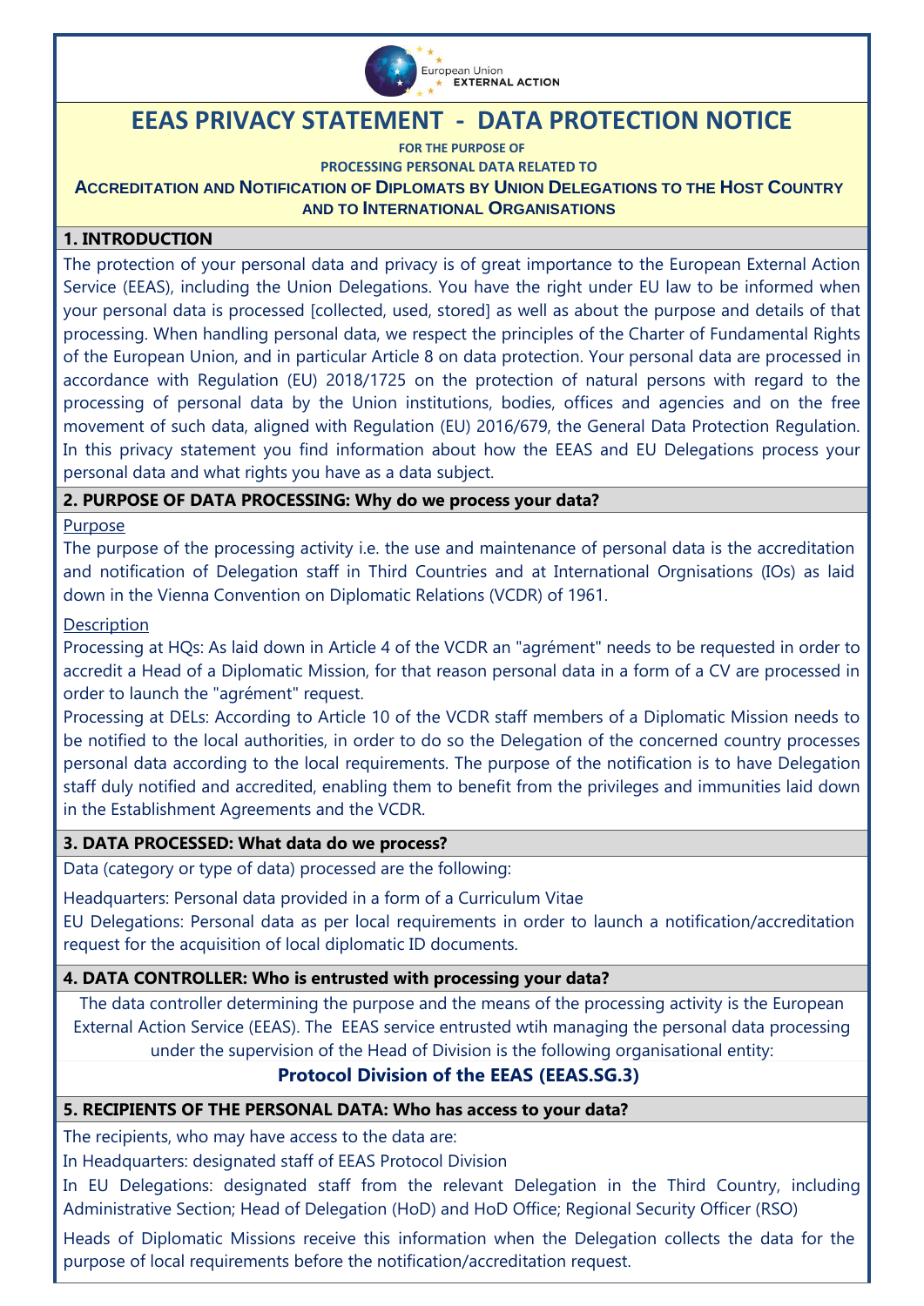# EEAS PRIVACY STATEMENT - DATA PROTECTION NOTICE

**FOR THE PURPOSE OF**

**PROCESSING PERSONAL DATA RELATED TO**

**ACCREDITATION AND NOTIFICATION OF DIPLOMATS BY UNION DELEGATIONS TO THE HOST COUNTRY AND TO INTERNATIONAL ORGANISATIONS**

## 1. INTRODUCTION

The protection of your personal data and privacy is of great importance to the European External Action Service (EEAS), including the Union Delegations. You have the right under EU law to be informed when your personal data is processed [collected, used, stored] as well as about the purpose and details of that processing. When handling personal data, we respect the principles of the Charter of Fundamental Rights of the European Union, and in particular Article 8 on data protection. Your personal data are processed in accordance with Regulation (EU) 2018/1725 on the protection of natural persons with regard to the processing of personal data by the Union institutions, bodies, offices and agencies and on the free movement of such data, aligned with Regulation (EU) 2016/679, the General Data Protection Regulation. In this privacy statement you find information about how the EEAS and EU Delegations process your personal data and what rights you have as a data subject.

## 2. PURPOSE OF DATA PROCESSING: Why do we process your data?

Purpose

The purpose of the processing activity i.e. the use and maintenance of personal data is the accreditation and notification of Delegation staff in Third Countries and at International Orgnisations (IOs) as laid down in the Vienna Convention on Diplomatic Relations (VCDR) of 1961.

Description

Processing at HQs: As laid down in Article 4 of the VCDR an "agrément" needs to be requested in order to accredit a Head of a Diplomatic Mission, for that reason personal data in a form of a CV are processed in order to launch the "agrément" request.

Processing at DELs: According to Article 10 of the VCDR staff members of a Diplomatic Mission needs to be notified to the local authorities, in order to do so the Delegation of the concerned country processes personal data according to the local requirements. The purpose of the notification is to have Delegation staff duly notified and accredited, enabling them to benefit from the privileges and immunities laid down in the Establishment Agreements and the VCDR.

## 3. DATA PROCESSED: What data do we process?

Data (category or type of data) processed are the following:

Headquarters: Personal data provided in a form of a Curriculum Vitae

EU Delegations: Personal data as per local requirements in order to launch a notification/accreditation request for the acquisition of local diplomatic ID documents.

## 4. DATA CONTROLLER: Who is entrusted with processing your data?

The data controller determining the purpose and the means of the processing activity is the European External Action Service (EEAS). The EEAS service entrusted wtih managing the personal data processing under the supervision of the Head of Division is the following organisational entity:

**Protocol Division of the EEAS (EEAS.SG.3)**

## 5. RECIPIENTS OF THE PERSONAL DATA: Who has access to your data?

The recipients, who may have access to the data are:

In Headquarters: designated staff of EEAS Protocol Division

In EU Delegations: designated staff from the relevant Delegation in the Third Country, including Administrative Section; Head of Delegation (HoD) and HoD Office; Regional Security Officer (RSO)

Heads of Diplomatic Missions receive this information when the Delegation collects the data for the purpose of local requirements before the notification/accreditation request.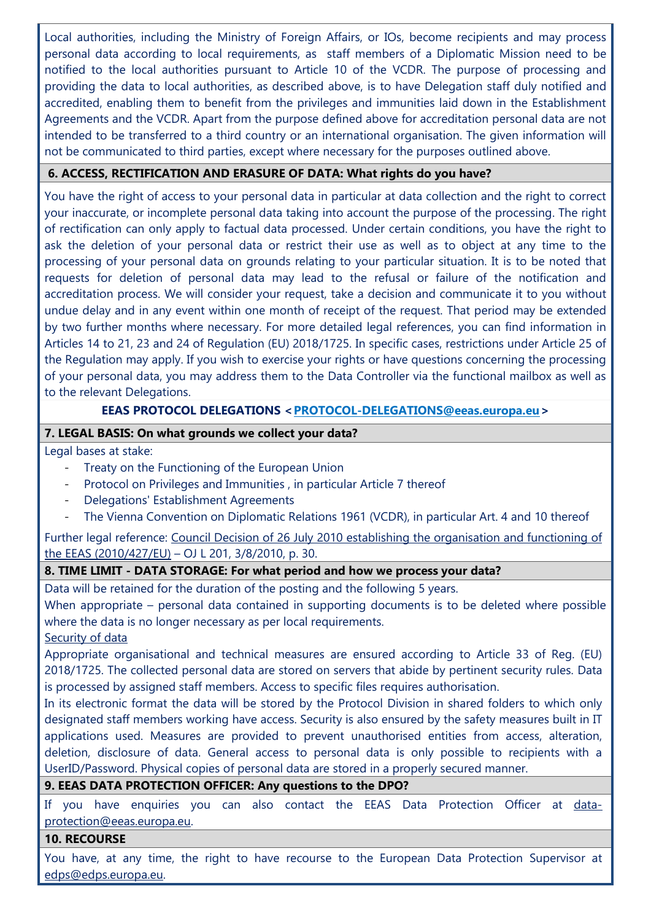Local authorities, including the Ministry of Foreign Affairs, or IOs, become recipients and may process personal data according to local requirements, as staff members of a Diplomatic Mission need to be notified to the local authorities pursuant to Article 10 of the VCDR. The purpose of processing and providing the data to local authorities, as described above, is to have Delegation staff duly notified and accredited, enabling them to benefit from the privileges and immunities laid down in the Establishment Agreements and the VCDR. Apart from the purpose defined above for accreditation personal data are not intended to be transferred to a third country or an international organisation. The given information will not be communicated to third parties, except where necessary for the purposes outlined above.

## 6. ACCESS, RECTIFICATION AND ERASURE OF DATA: What rights do you have?

You have the right of access to your personal data in particular at data collection and the right to correct your inaccurate, or incomplete personal data taking into account the purpose of the processing. The right of rectification can only apply to factual data processed. Under certain conditions, you have the right to ask the deletion of your personal data or restrict their use as well as to object at any time to the processing of your personal data on grounds relating to your particular situation. It is to be noted that requests for deletion of personal data may lead to the refusal or failure of the notification and accreditation process. We will consider your request, take a decision and communicate it to you without undue delay and in any event within one month of receipt of the request. That period may be extended by two further months where necessary. For more detailed legal references, you can find information in Articles 14 to 21, 23 and 24 of Regulation (EU) 2018/1725. In specific cases, restrictions under Article 25 of the Regulation may apply. If you wish to exercise your rights or have questions concerning the processing of your personal data, you may address them to the Data Controller via the functional mailbox as well as to the relevant Delegations.

**EEAS PROTOCOL DELEGATIONS < PROTOCOL-DELEGATIONS@eeas.europa.eu >**

## 7. LEGAL BASIS: On what grounds we collect your data?

Legal bases at stake:

- Treaty on the Functioning of the European Union
- Protocol on Privileges and Immunities , in particular Article 7 thereof
- Delegations' Establishment Agreements
- The Vienna Convention on Diplomatic Relations 1961 (VCDR), in particular Art. 4 and 10 thereof

Further legal reference: Council Decision of 26 July 2010 establishing the organisation and functioning of the EEAS (2010/427/EU) – OJ L 201, 3/8/2010, p. 30.

## 8. TIME LIMIT - DATA STORAGE: For what period and how we process your data?

Data will be retained for the duration of the posting and the following 5 years.

When appropriate – personal data contained in supporting documents is to be deleted where possible where the data is no longer necessary as per local requirements.

Security of data

Appropriate organisational and technical measures are ensured according to Article 33 of Reg. (EU) 2018/1725. The collected personal data are stored on servers that abide by pertinent security rules. Data is processed by assigned staff members. Access to specific files requires authorisation.

In its electronic format the data will be stored by the Protocol Division in shared folders to which only designated staff members working have access. Security is also ensured by the safety measures built in IT applications used. Measures are provided to prevent unauthorised entities from access, alteration, deletion, disclosure of data. General access to personal data is only possible to recipients with a UserID/Password. Physical copies of personal data are stored in a properly secured manner.

## 9. EEAS DATA PROTECTION OFFICER: Any questions to the DPO?

If you have enquiries you can also contact the EEAS Data Protection Officer at data-protection@eeas.europa.eu.

## 10. RECOURSE

You have, at any time, the right to have recourse to the European Data Protection Supervisor at edps@edps.europa.eu.